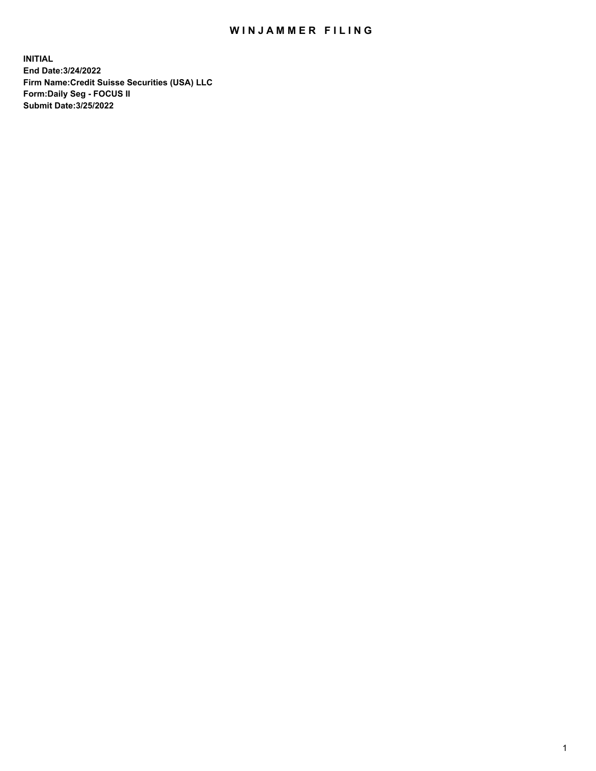# WINJAMMER FILING

**INITIAL**
**End Date:3/24/2022**
**Firm Name:Credit Suisse Securities (USA) LLC**
**Form:Daily Seg - FOCUS II**
**Submit Date:3/25/2022**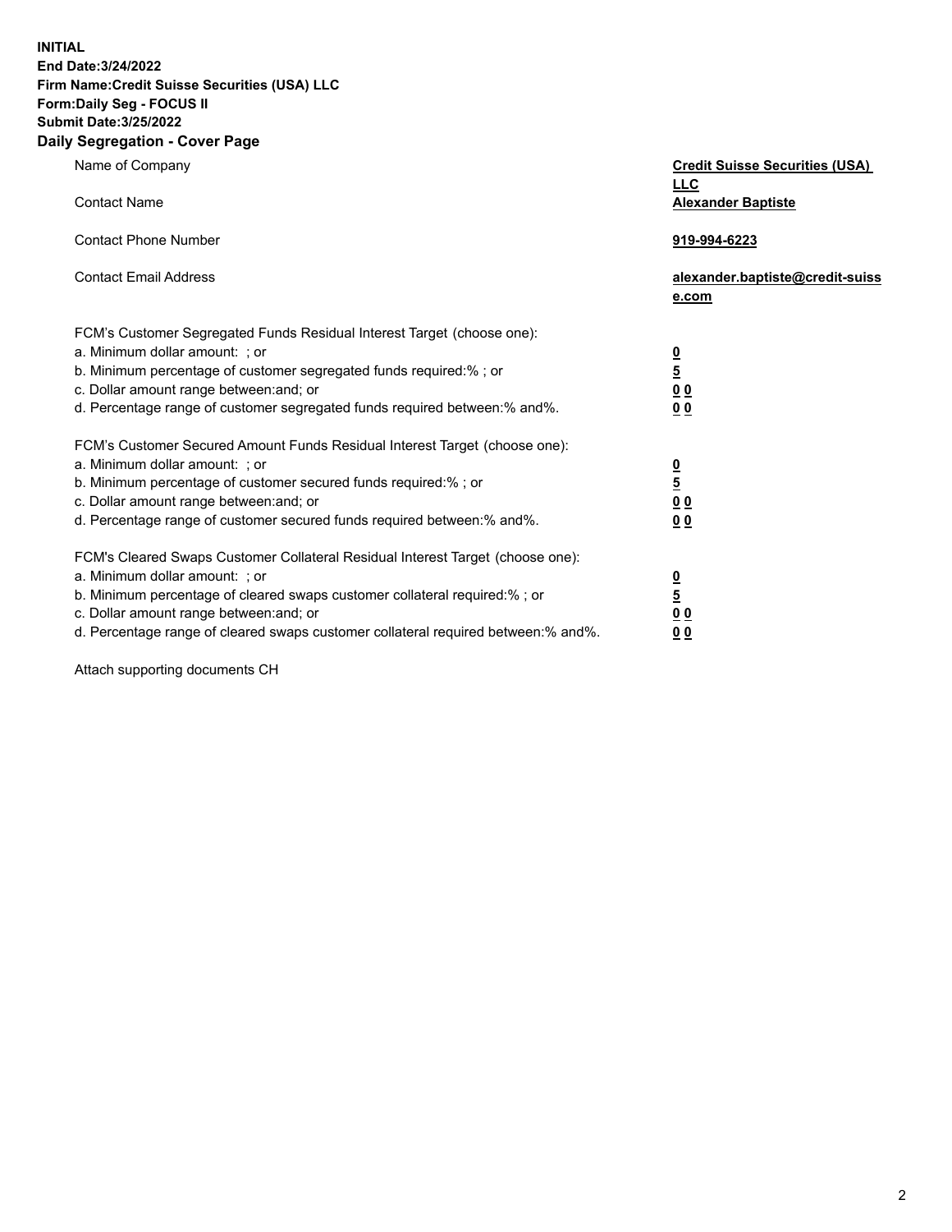**INITIAL**
**End Date:3/24/2022**
**Firm Name:Credit Suisse Securities (USA) LLC**
**Form:Daily Seg - FOCUS II**
**Submit Date:3/25/2022**

## Daily Segregation - Cover Page

| | |
|---|---|
| Name of Company | **Credit Suisse Securities (USA) LLC** |
| Contact Name | **Alexander Baptiste** |
| Contact Phone Number | **919-994-6223** |
| Contact Email Address | **alexander.baptiste@credit-suisse.com** |
| FCM's Customer Segregated Funds Residual Interest Target (choose one): | |
| a. Minimum dollar amount: ; or | **0** |
| b. Minimum percentage of customer segregated funds required:% ; or | **5** |
| c. Dollar amount range between:and; or | **0 0** |
| d. Percentage range of customer segregated funds required between:% and%. | **0 0** |
| FCM's Customer Secured Amount Funds Residual Interest Target (choose one): | |
| a. Minimum dollar amount: ; or | **0** |
| b. Minimum percentage of customer secured funds required:% ; or | **5** |
| c. Dollar amount range between:and; or | **0 0** |
| d. Percentage range of customer secured funds required between:% and%. | **0 0** |
| FCM's Cleared Swaps Customer Collateral Residual Interest Target (choose one): | |
| a. Minimum dollar amount: ; or | **0** |
| b. Minimum percentage of cleared swaps customer collateral required:% ; or | **5** |
| c. Dollar amount range between:and; or | **0 0** |
| d. Percentage range of cleared swaps customer collateral required between:% and%. | **0 0** |

Attach supporting documents CH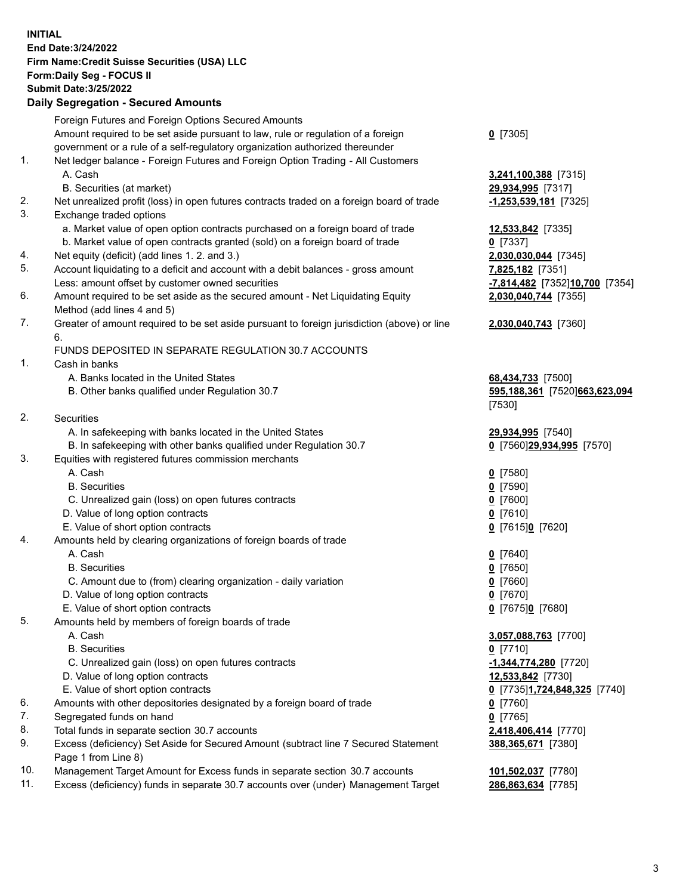**INITIAL**
**End Date:3/24/2022**
**Firm Name:Credit Suisse Securities (USA) LLC**
**Form:Daily Seg - FOCUS II**
**Submit Date:3/25/2022**

## Daily Segregation - Secured Amounts

| | | |
|---|---|---|
| | Foreign Futures and Foreign Options Secured Amounts | |
| | Amount required to be set aside pursuant to law, rule or regulation of a foreign government or a rule of a self-regulatory organization authorized thereunder | **0** [7305] |
| 1. | Net ledger balance - Foreign Futures and Foreign Option Trading - All Customers | |
| | A. Cash | **3,241,100,388** [7315] |
| | B. Securities (at market) | **29,934,995** [7317] |
| 2. | Net unrealized profit (loss) in open futures contracts traded on a foreign board of trade | **-1,253,539,181** [7325] |
| 3. | Exchange traded options | |
| | a. Market value of open option contracts purchased on a foreign board of trade | **12,533,842** [7335] |
| | b. Market value of open contracts granted (sold) on a foreign board of trade | **0** [7337] |
| 4. | Net equity (deficit) (add lines 1. 2. and 3.) | **2,030,030,044** [7345] |
| 5. | Account liquidating to a deficit and account with a debit balances - gross amount | **7,825,182** [7351] |
| | Less: amount offset by customer owned securities | **-7,814,482** [7352]**10,700** [7354] |
| 6. | Amount required to be set aside as the secured amount - Net Liquidating Equity Method (add lines 4 and 5) | **2,030,040,744** [7355] |
| 7. | Greater of amount required to be set aside pursuant to foreign jurisdiction (above) or line 6. | **2,030,040,743** [7360] |
| | FUNDS DEPOSITED IN SEPARATE REGULATION 30.7 ACCOUNTS | |
| 1. | Cash in banks | |
| | A. Banks located in the United States | **68,434,733** [7500] |
| | B. Other banks qualified under Regulation 30.7 | **595,188,361** [7520]**663,623,094** [7530] |
| 2. | Securities | |
| | A. In safekeeping with banks located in the United States | **29,934,995** [7540] |
| | B. In safekeeping with other banks qualified under Regulation 30.7 | **0** [7560]**29,934,995** [7570] |
| 3. | Equities with registered futures commission merchants | |
| | A. Cash | **0** [7580] |
| | B. Securities | **0** [7590] |
| | C. Unrealized gain (loss) on open futures contracts | **0** [7600] |
| | D. Value of long option contracts | **0** [7610] |
| | E. Value of short option contracts | **0** [7615]**0** [7620] |
| 4. | Amounts held by clearing organizations of foreign boards of trade | |
| | A. Cash | **0** [7640] |
| | B. Securities | **0** [7650] |
| | C. Amount due to (from) clearing organization - daily variation | **0** [7660] |
| | D. Value of long option contracts | **0** [7670] |
| | E. Value of short option contracts | **0** [7675]**0** [7680] |
| 5. | Amounts held by members of foreign boards of trade | |
| | A. Cash | **3,057,088,763** [7700] |
| | B. Securities | **0** [7710] |
| | C. Unrealized gain (loss) on open futures contracts | **-1,344,774,280** [7720] |
| | D. Value of long option contracts | **12,533,842** [7730] |
| | E. Value of short option contracts | **0** [7735]**1,724,848,325** [7740] |
| 6. | Amounts with other depositories designated by a foreign board of trade | **0** [7760] |
| 7. | Segregated funds on hand | **0** [7765] |
| 8. | Total funds in separate section 30.7 accounts | **2,418,406,414** [7770] |
| 9. | Excess (deficiency) Set Aside for Secured Amount (subtract line 7 Secured Statement Page 1 from Line 8) | **388,365,671** [7380] |
| 10. | Management Target Amount for Excess funds in separate section 30.7 accounts | **101,502,037** [7780] |
| 11. | Excess (deficiency) funds in separate 30.7 accounts over (under) Management Target | **286,863,634** [7785] |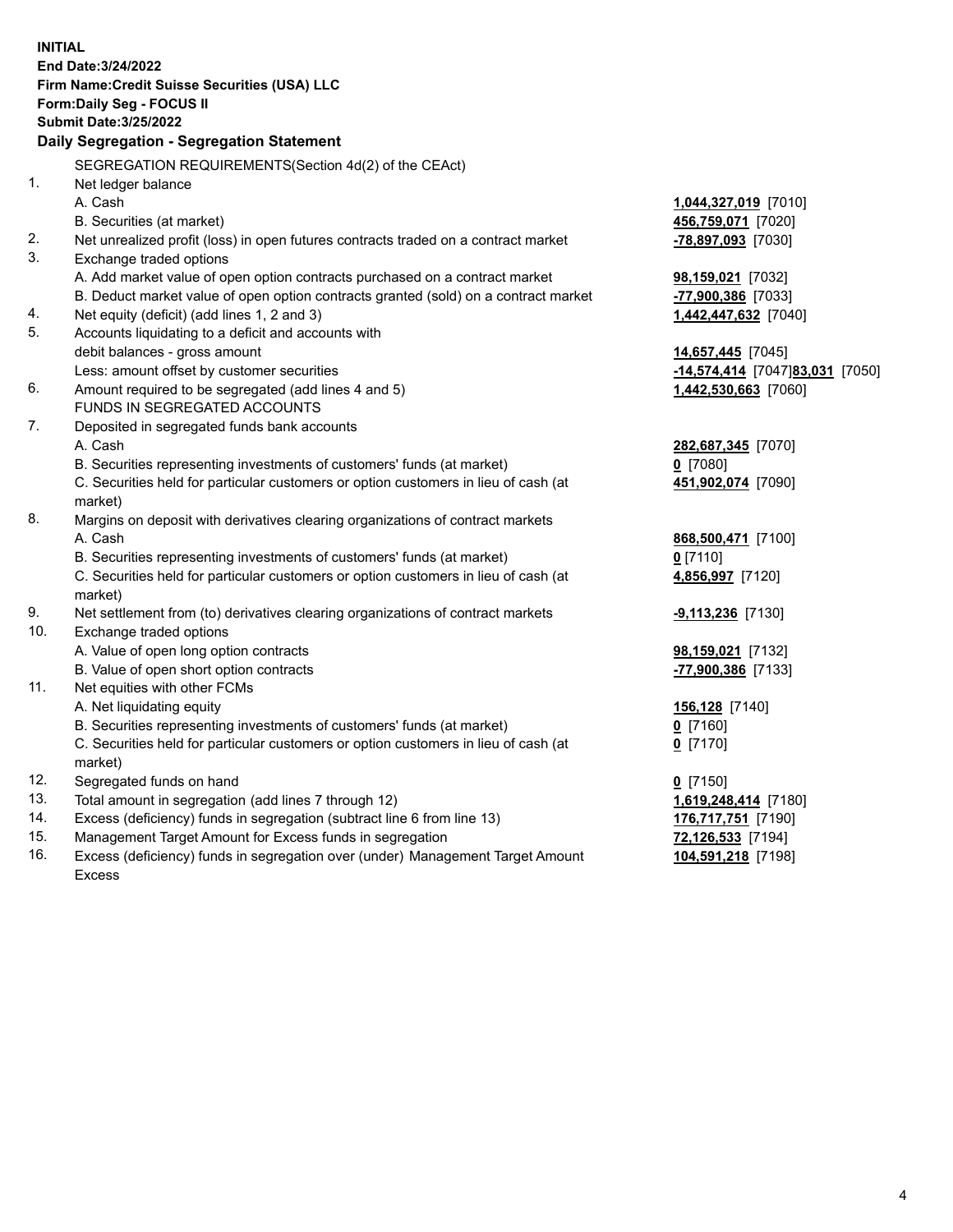**INITIAL**
**End Date:3/24/2022**
**Firm Name:Credit Suisse Securities (USA) LLC**
**Form:Daily Seg - FOCUS II**
**Submit Date:3/25/2022**

**Daily Segregation - Segregation Statement**

SEGREGATION REQUIREMENTS(Section 4d(2) of the CEAct)

| | | |
|---|---|---|
| 1. | Net ledger balance | |
| | A. Cash | **1,044,327,019** [7010] |
| | B. Securities (at market) | **456,759,071** [7020] |
| 2. | Net unrealized profit (loss) in open futures contracts traded on a contract market | **-78,897,093** [7030] |
| 3. | Exchange traded options | |
| | A. Add market value of open option contracts purchased on a contract market | **98,159,021** [7032] |
| | B. Deduct market value of open option contracts granted (sold) on a contract market | **-77,900,386** [7033] |
| 4. | Net equity (deficit) (add lines 1, 2 and 3) | **1,442,447,632** [7040] |
| 5. | Accounts liquidating to a deficit and accounts with debit balances - gross amount | **14,657,445** [7045] |
| | Less: amount offset by customer securities | **-14,574,414** [7047] **83,031** [7050] |
| 6. | Amount required to be segregated (add lines 4 and 5) | **1,442,530,663** [7060] |
| | FUNDS IN SEGREGATED ACCOUNTS | |
| 7. | Deposited in segregated funds bank accounts | |
| | A. Cash | **282,687,345** [7070] |
| | B. Securities representing investments of customers' funds (at market) | **0** [7080] |
| | C. Securities held for particular customers or option customers in lieu of cash (at market) | **451,902,074** [7090] |
| 8. | Margins on deposit with derivatives clearing organizations of contract markets | |
| | A. Cash | **868,500,471** [7100] |
| | B. Securities representing investments of customers' funds (at market) | **0** [7110] |
| | C. Securities held for particular customers or option customers in lieu of cash (at market) | **4,856,997** [7120] |
| 9. | Net settlement from (to) derivatives clearing organizations of contract markets | **-9,113,236** [7130] |
| 10. | Exchange traded options | |
| | A. Value of open long option contracts | **98,159,021** [7132] |
| | B. Value of open short option contracts | **-77,900,386** [7133] |
| 11. | Net equities with other FCMs | |
| | A. Net liquidating equity | **156,128** [7140] |
| | B. Securities representing investments of customers' funds (at market) | **0** [7160] |
| | C. Securities held for particular customers or option customers in lieu of cash (at market) | **0** [7170] |
| 12. | Segregated funds on hand | **0** [7150] |
| 13. | Total amount in segregation (add lines 7 through 12) | **1,619,248,414** [7180] |
| 14. | Excess (deficiency) funds in segregation (subtract line 6 from line 13) | **176,717,751** [7190] |
| 15. | Management Target Amount for Excess funds in segregation | **72,126,533** [7194] |
| 16. | Excess (deficiency) funds in segregation over (under) Management Target Amount Excess | **104,591,218** [7198] |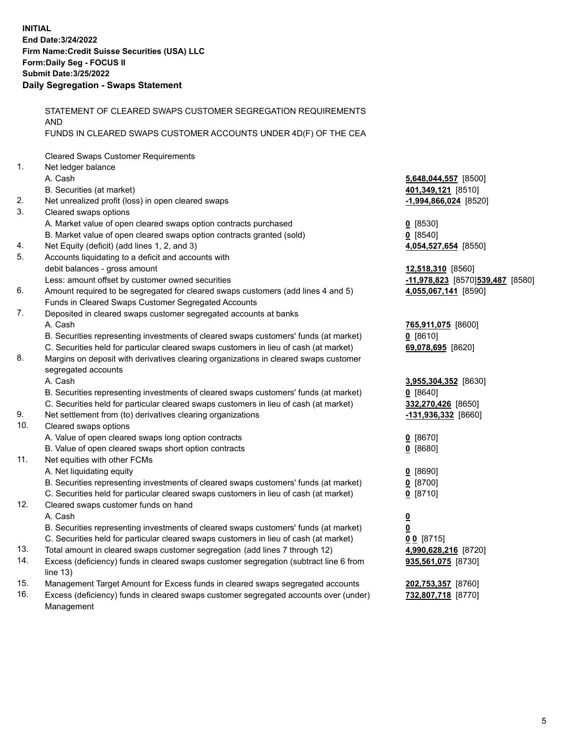**INITIAL**
**End Date:3/24/2022**
**Firm Name:Credit Suisse Securities (USA) LLC**
**Form:Daily Seg - FOCUS II**
**Submit Date:3/25/2022**
**Daily Segregation - Swaps Statement**

STATEMENT OF CLEARED SWAPS CUSTOMER SEGREGATION REQUIREMENTS AND FUNDS IN CLEARED SWAPS CUSTOMER ACCOUNTS UNDER 4D(F) OF THE CEA

| | | |
|---|---|---|
| | Cleared Swaps Customer Requirements | |
| 1. | Net ledger balance | |
| | A. Cash | **5,648,044,557** [8500] |
| | B. Securities (at market) | **401,349,121** [8510] |
| 2. | Net unrealized profit (loss) in open cleared swaps | **-1,994,866,024** [8520] |
| 3. | Cleared swaps options | |
| | A. Market value of open cleared swaps option contracts purchased | **0** [8530] |
| | B. Market value of open cleared swaps option contracts granted (sold) | **0** [8540] |
| 4. | Net Equity (deficit) (add lines 1, 2, and 3) | **4,054,527,654** [8550] |
| 5. | Accounts liquidating to a deficit and accounts with | |
| | debit balances - gross amount | **12,518,310** [8560] |
| | Less: amount offset by customer owned securities | **-11,978,823** [8570]**539,487** [8580] |
| 6. | Amount required to be segregated for cleared swaps customers (add lines 4 and 5) | **4,055,067,141** [8590] |
| | Funds in Cleared Swaps Customer Segregated Accounts | |
| 7. | Deposited in cleared swaps customer segregated accounts at banks | |
| | A. Cash | **765,911,075** [8600] |
| | B. Securities representing investments of cleared swaps customers' funds (at market) | **0** [8610] |
| | C. Securities held for particular cleared swaps customers in lieu of cash (at market) | **69,078,695** [8620] |
| 8. | Margins on deposit with derivatives clearing organizations in cleared swaps customer segregated accounts | |
| | A. Cash | **3,955,304,352** [8630] |
| | B. Securities representing investments of cleared swaps customers' funds (at market) | **0** [8640] |
| | C. Securities held for particular cleared swaps customers in lieu of cash (at market) | **332,270,426** [8650] |
| 9. | Net settlement from (to) derivatives clearing organizations | **-131,936,332** [8660] |
| 10. | Cleared swaps options | |
| | A. Value of open cleared swaps long option contracts | **0** [8670] |
| | B. Value of open cleared swaps short option contracts | **0** [8680] |
| 11. | Net equities with other FCMs | |
| | A. Net liquidating equity | **0** [8690] |
| | B. Securities representing investments of cleared swaps customers' funds (at market) | **0** [8700] |
| | C. Securities held for particular cleared swaps customers in lieu of cash (at market) | **0** [8710] |
| 12. | Cleared swaps customer funds on hand | |
| | A. Cash | **0** |
| | B. Securities representing investments of cleared swaps customers' funds (at market) | **0** |
| | C. Securities held for particular cleared swaps customers in lieu of cash (at market) | **0** **0** [8715] |
| 13. | Total amount in cleared swaps customer segregation (add lines 7 through 12) | **4,990,628,216** [8720] |
| 14. | Excess (deficiency) funds in cleared swaps customer segregation (subtract line 6 from line 13) | **935,561,075** [8730] |
| 15. | Management Target Amount for Excess funds in cleared swaps segregated accounts | **202,753,357** [8760] |
| 16. | Excess (deficiency) funds in cleared swaps customer segregated accounts over (under) Management | **732,807,718** [8770] |